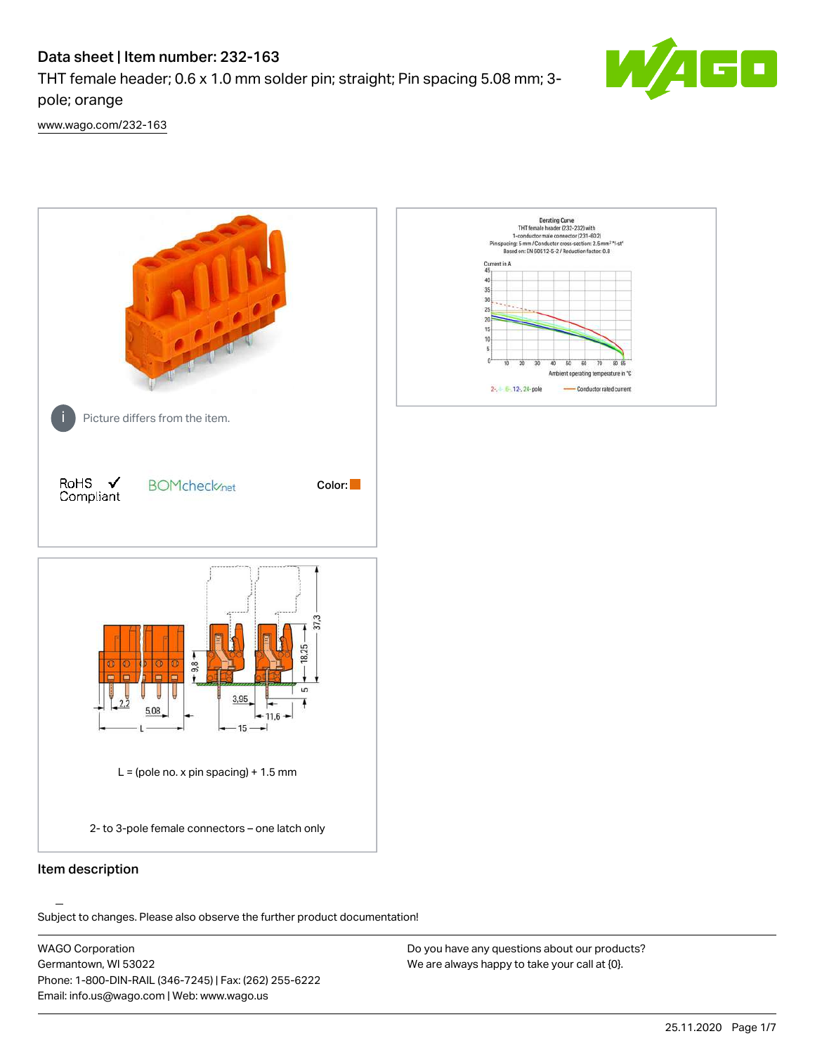# Data sheet | Item number: 232-163

THT female header; 0.6 x 1.0 mm solder pin; straight; Pin spacing 5.08 mm; 3-pole; orange

www.wago.com/232-163

Picture differs from the item.

RoHS Compliant

Color:

L = (pole no. x pin spacing) + 1.5 mm

2- to 3-pole female connectors – one latch only

## Item description

Subject to changes. Please also observe the further product documentation!

WAGO Corporation
Germantown, WI 53022
Phone: 1-800-DIN-RAIL (346-7245) | Fax: (262) 255-6222
Email: info.us@wago.com | Web: www.wago.us

Do you have any questions about our products?
We are always happy to take your call at {0}.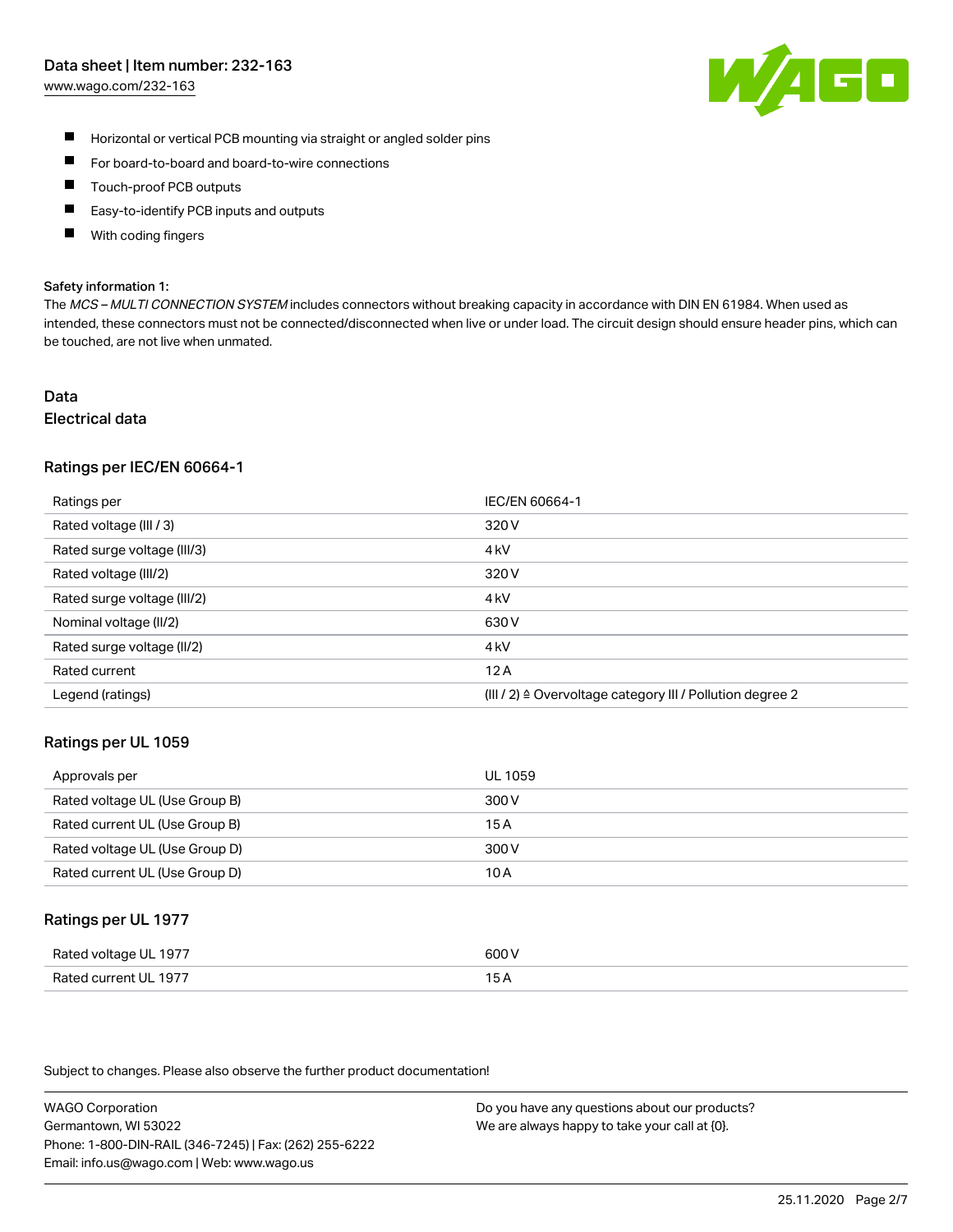- Horizontal or vertical PCB mounting via straight or angled solder pins
- For board-to-board and board-to-wire connections
- Touch-proof PCB outputs
- Easy-to-identify PCB inputs and outputs
- With coding fingers

**Safety information 1:**

The *MCS – MULTI CONNECTION SYSTEM* includes connectors without breaking capacity in accordance with DIN EN 61984. When used as intended, these connectors must not be connected/disconnected when live or under load. The circuit design should ensure header pins, which can be touched, are not live when unmated.

# Data

## Electrical data

### Ratings per IEC/EN 60664-1

| Ratings per | IEC/EN 60664-1 |
|---|---|
| Rated voltage (III / 3) | 320 V |
| Rated surge voltage (III/3) | 4 kV |
| Rated voltage (III/2) | 320 V |
| Rated surge voltage (III/2) | 4 kV |
| Nominal voltage (II/2) | 630 V |
| Rated surge voltage (II/2) | 4 kV |
| Rated current | 12 A |
| Legend (ratings) | (III / 2) ≙ Overvoltage category III / Pollution degree 2 |

### Ratings per UL 1059

| Approvals per | UL 1059 |
|---|---|
| Rated voltage UL (Use Group B) | 300 V |
| Rated current UL (Use Group B) | 15 A |
| Rated voltage UL (Use Group D) | 300 V |
| Rated current UL (Use Group D) | 10 A |

### Ratings per UL 1977

| Rated voltage UL 1977 | 600 V |
|---|---|
| Rated current UL 1977 | 15 A |

Subject to changes. Please also observe the further product documentation!

WAGO Corporation
Germantown, WI 53022
Phone: 1-800-DIN-RAIL (346-7245) | Fax: (262) 255-6222
Email: info.us@wago.com | Web: www.wago.us

Do you have any questions about our products?
We are always happy to take your call at {0}.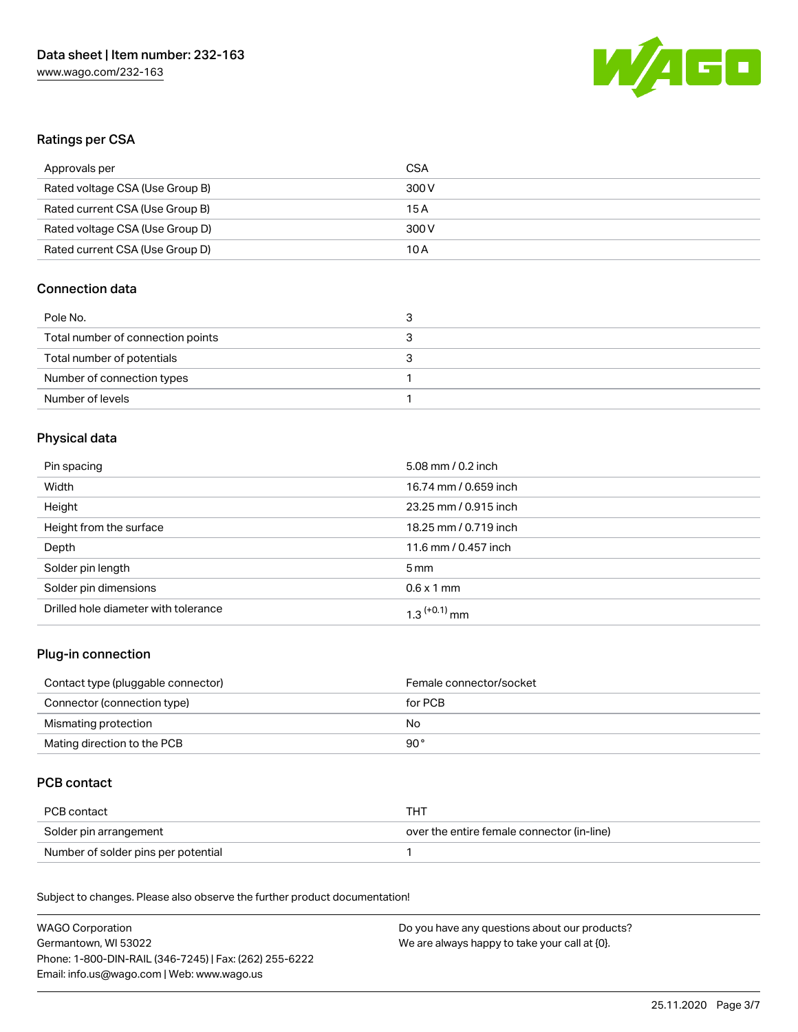## Ratings per CSA

| Approvals per | CSA |
|---|---|
| Rated voltage CSA (Use Group B) | 300 V |
| Rated current CSA (Use Group B) | 15 A |
| Rated voltage CSA (Use Group D) | 300 V |
| Rated current CSA (Use Group D) | 10 A |

## Connection data

| Pole No. | 3 |
|---|---|
| Total number of connection points | 3 |
| Total number of potentials | 3 |
| Number of connection types | 1 |
| Number of levels | 1 |

## Physical data

| Pin spacing | 5.08 mm / 0.2 inch |
|---|---|
| Width | 16.74 mm / 0.659 inch |
| Height | 23.25 mm / 0.915 inch |
| Height from the surface | 18.25 mm / 0.719 inch |
| Depth | 11.6 mm / 0.457 inch |
| Solder pin length | 5 mm |
| Solder pin dimensions | 0.6 x 1 mm |
| Drilled hole diameter with tolerance | $1.3^{(+0.1)}$ mm |

## Plug-in connection

| Contact type (pluggable connector) | Female connector/socket |
|---|---|
| Connector (connection type) | for PCB |
| Mismating protection | No |
| Mating direction to the PCB | 90 ° |

## PCB contact

| PCB contact | THT |
|---|---|
| Solder pin arrangement | over the entire female connector (in-line) |
| Number of solder pins per potential | 1 |

Subject to changes. Please also observe the further product documentation!

WAGO Corporation
Germantown, WI 53022
Phone: 1-800-DIN-RAIL (346-7245) | Fax: (262) 255-6222
Email: info.us@wago.com | Web: www.wago.us

Do you have any questions about our products?
We are always happy to take your call at {0}.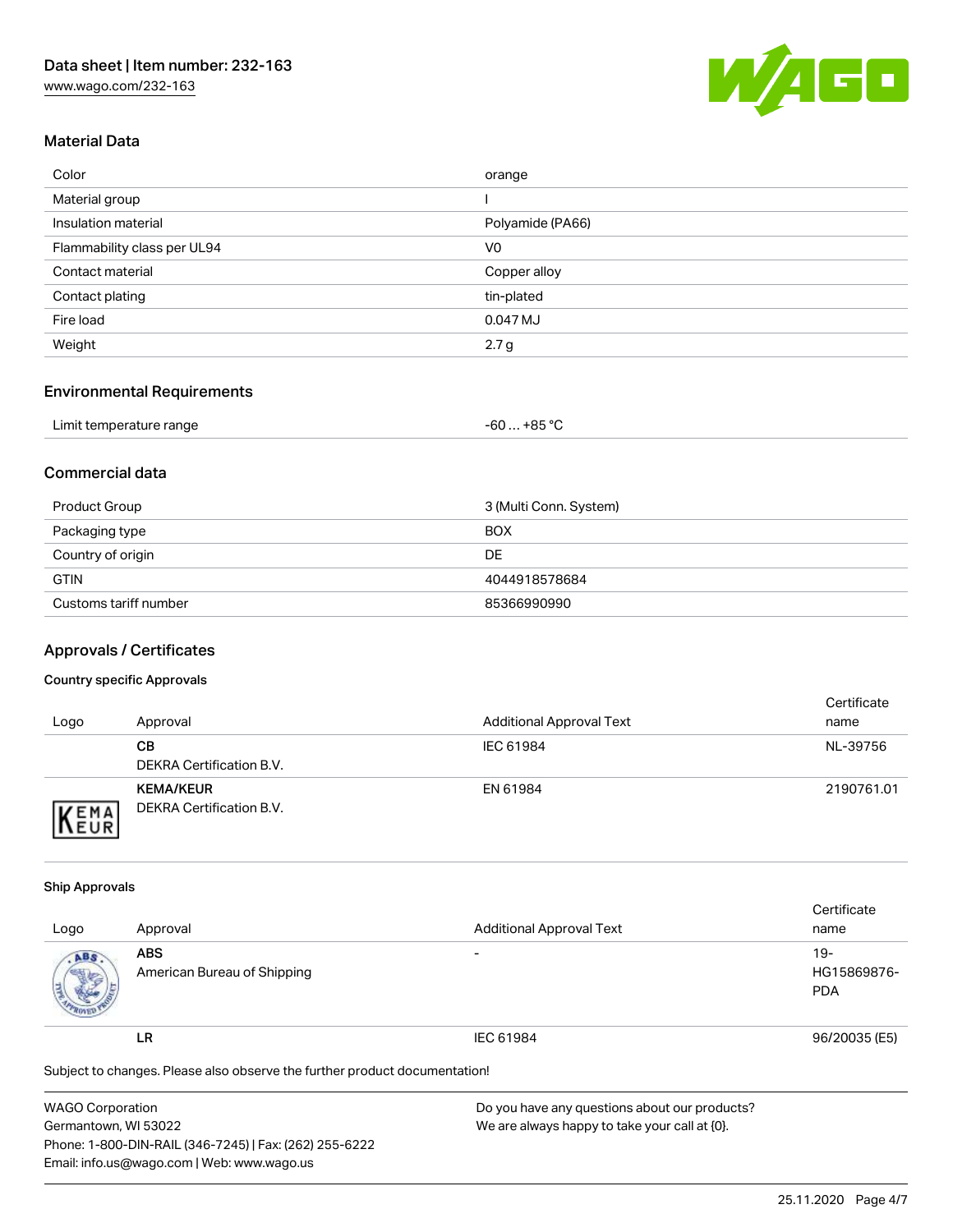## Material Data

| | |
|---|---|
| Color | orange |
| Material group | I |
| Insulation material | Polyamide (PA66) |
| Flammability class per UL94 | V0 |
| Contact material | Copper alloy |
| Contact plating | tin-plated |
| Fire load | 0.047 MJ |
| Weight | 2.7 g |

## Environmental Requirements

| | |
|---|---|
| Limit temperature range | -60 … +85 °C |

## Commercial data

| | |
|---|---|
| Product Group | 3 (Multi Conn. System) |
| Packaging type | BOX |
| Country of origin | DE |
| GTIN | 4044918578684 |
| Customs tariff number | 85366990990 |

## Approvals / Certificates

### Country specific Approvals

| Logo | Approval | Additional Approval Text | Certificate name |
|---|---|---|---|
| | **CB** DEKRA Certification B.V. | IEC 61984 | NL-39756 |
| | **KEMA/KEUR** DEKRA Certification B.V. | EN 61984 | 2190761.01 |

### Ship Approvals

| Logo | Approval | Additional Approval Text | Certificate name |
|---|---|---|---|
| | **ABS** American Bureau of Shipping | - | 19-HG15869876-PDA |
| | **LR** | IEC 61984 | 96/20035 (E5) |

Subject to changes. Please also observe the further product documentation!

WAGO Corporation
Germantown, WI 53022
Phone: 1-800-DIN-RAIL (346-7245) | Fax: (262) 255-6222
Email: info.us@wago.com | Web: www.wago.us

Do you have any questions about our products?
We are always happy to take your call at {0}.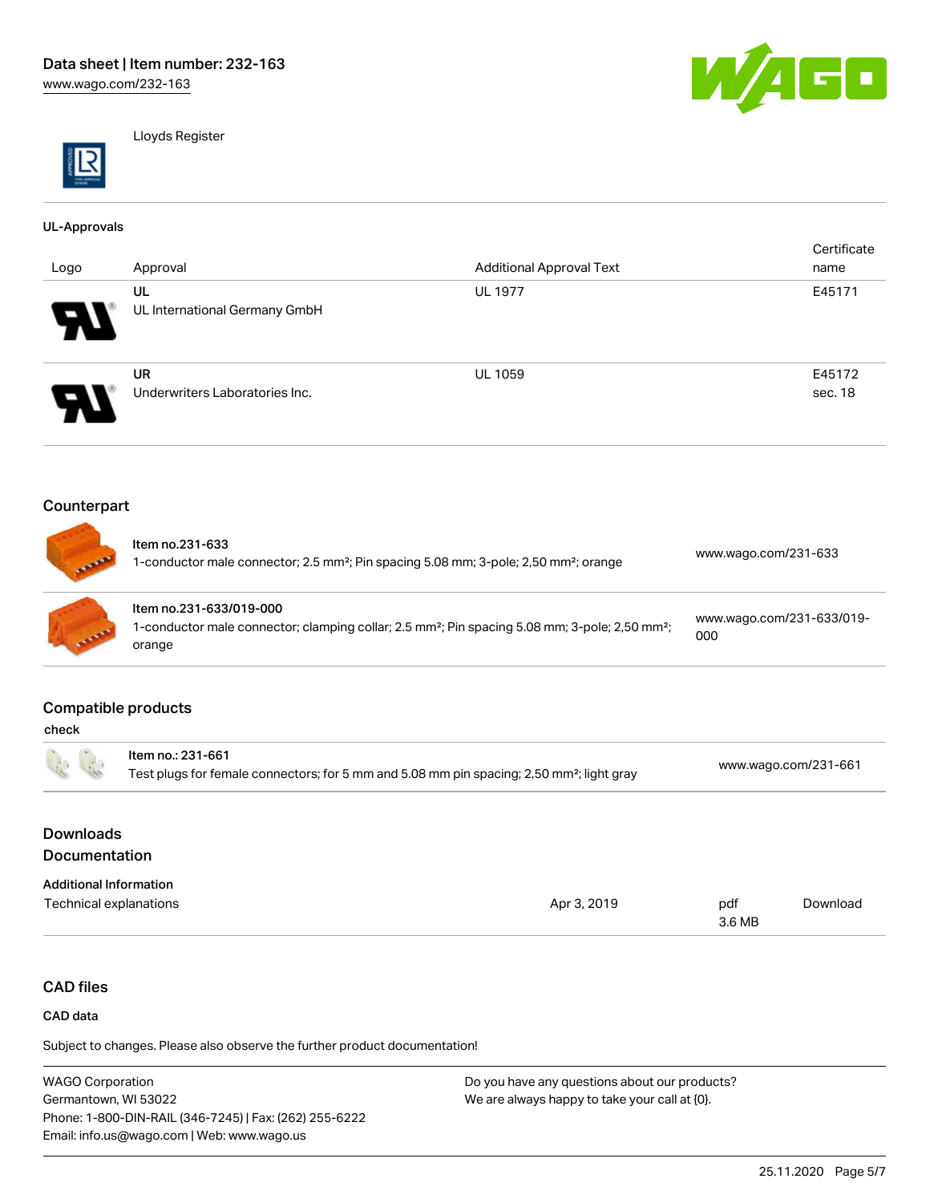Lloyds Register

#### UL-Approvals

| Logo | Approval | Additional Approval Text | Certificate name |
|---|---|---|---|
| | UL<br>UL International Germany GmbH | UL 1977 | E45171 |
| | UR<br>Underwriters Laboratories Inc. | UL 1059 | E45172 sec. 18 |

## Counterpart

| Item | Description | Link |
|---|---|---|
| Item no.231-633 | 1-conductor male connector; 2.5 mm²; Pin spacing 5.08 mm; 3-pole; 2,50 mm²; orange | www.wago.com/231-633 |
| Item no.231-633/019-000 | 1-conductor male connector; clamping collar; 2.5 mm²; Pin spacing 5.08 mm; 3-pole; 2,50 mm²; orange | www.wago.com/231-633/019-000 |

## Compatible products

#### check

| Item | Description | Link |
|---|---|---|
| Item no.: 231-661 | Test plugs for female connectors; for 5 mm and 5.08 mm pin spacing; 2,50 mm²; light gray | www.wago.com/231-661 |

## Downloads
## Documentation

#### Additional Information

| | | | |
|---|---|---|---|
| Technical explanations | Apr 3, 2019 | pdf 3.6 MB | Download |

## CAD files

#### CAD data

Subject to changes. Please also observe the further product documentation!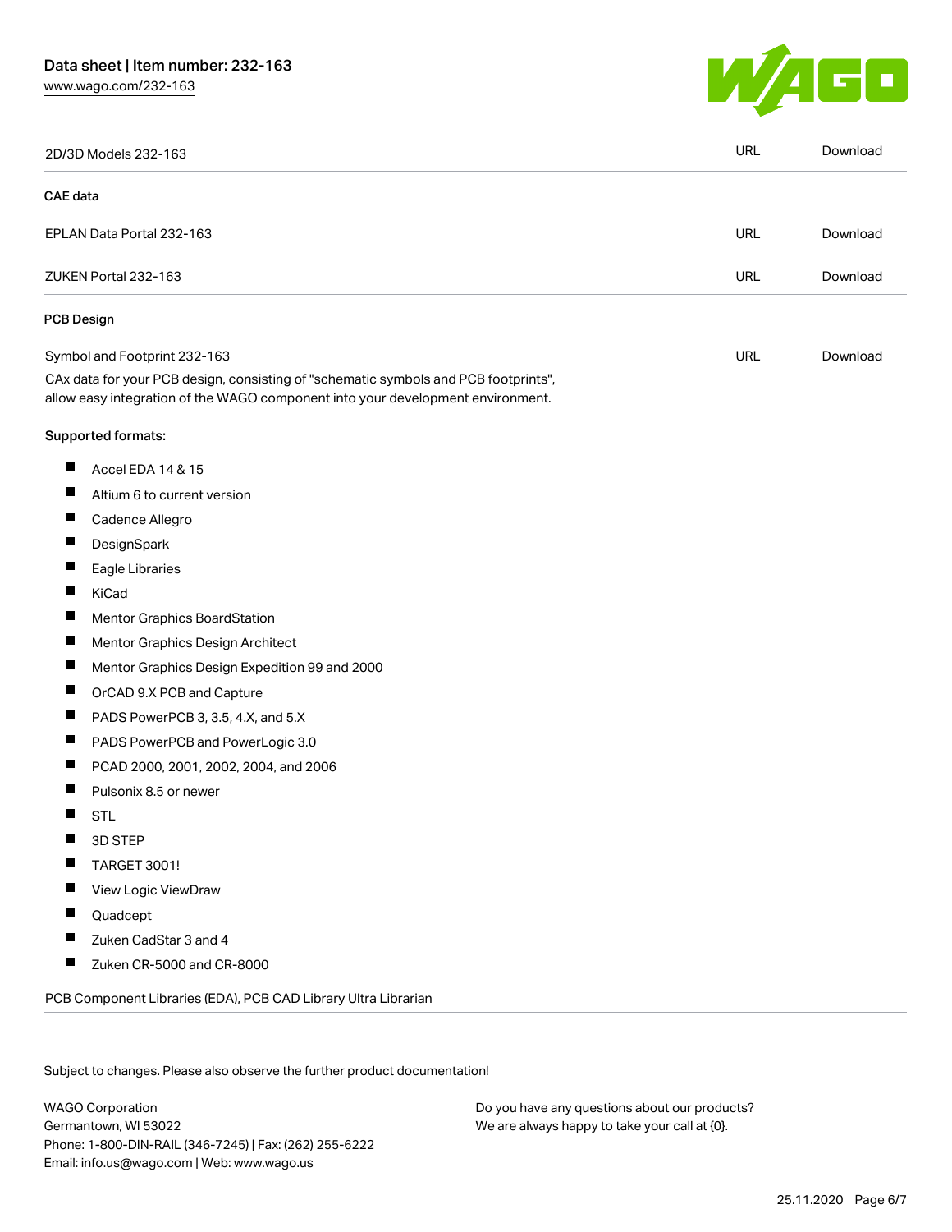| | | |
|---|---|---|
| 2D/3D Models 232-163 | URL | Download |

**CAE data**

| | | |
|---|---|---|
| EPLAN Data Portal 232-163 | URL | Download |
| ZUKEN Portal 232-163 | URL | Download |

**PCB Design**

| | | |
|---|---|---|
| Symbol and Footprint 232-163 | URL | Download |

CAx data for your PCB design, consisting of "schematic symbols and PCB footprints", allow easy integration of the WAGO component into your development environment.

**Supported formats:**

- Accel EDA 14 & 15
- Altium 6 to current version
- Cadence Allegro
- DesignSpark
- Eagle Libraries
- KiCad
- Mentor Graphics BoardStation
- Mentor Graphics Design Architect
- Mentor Graphics Design Expedition 99 and 2000
- OrCAD 9.X PCB and Capture
- PADS PowerPCB 3, 3.5, 4.X, and 5.X
- PADS PowerPCB and PowerLogic 3.0
- PCAD 2000, 2001, 2002, 2004, and 2006
- Pulsonix 8.5 or newer
- STL
- 3D STEP
- TARGET 3001!
- View Logic ViewDraw
- Quadcept
- Zuken CadStar 3 and 4
- Zuken CR-5000 and CR-8000

PCB Component Libraries (EDA), PCB CAD Library Ultra Librarian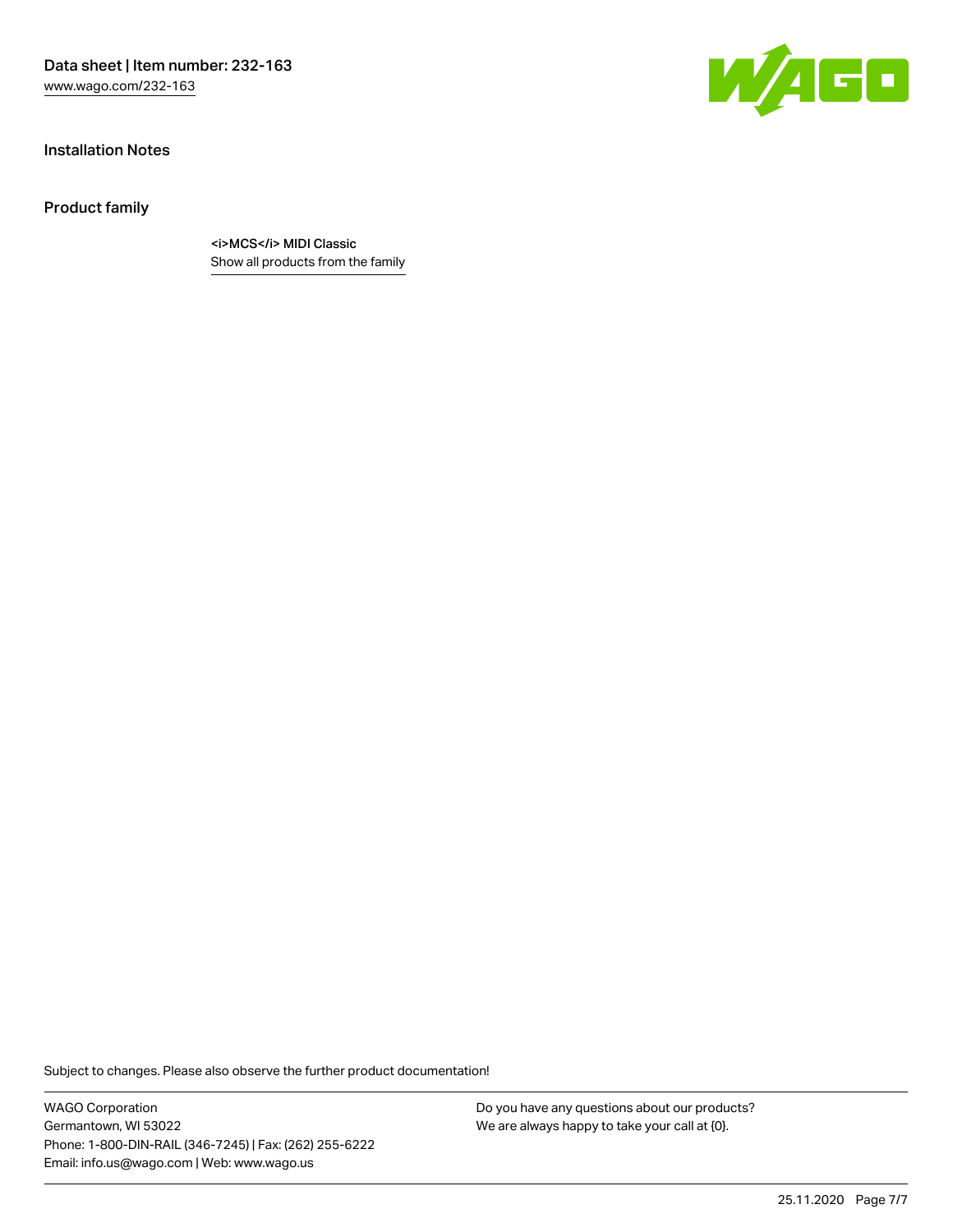Installation Notes

Product family

<i>MCS</i> MIDI Classic
Show all products from the family

Subject to changes. Please also observe the further product documentation!

WAGO Corporation
Germantown, WI 53022
Phone: 1-800-DIN-RAIL (346-7245) | Fax: (262) 255-6222
Email: info.us@wago.com | Web: www.wago.us

Do you have any questions about our products?
We are always happy to take your call at {0}.